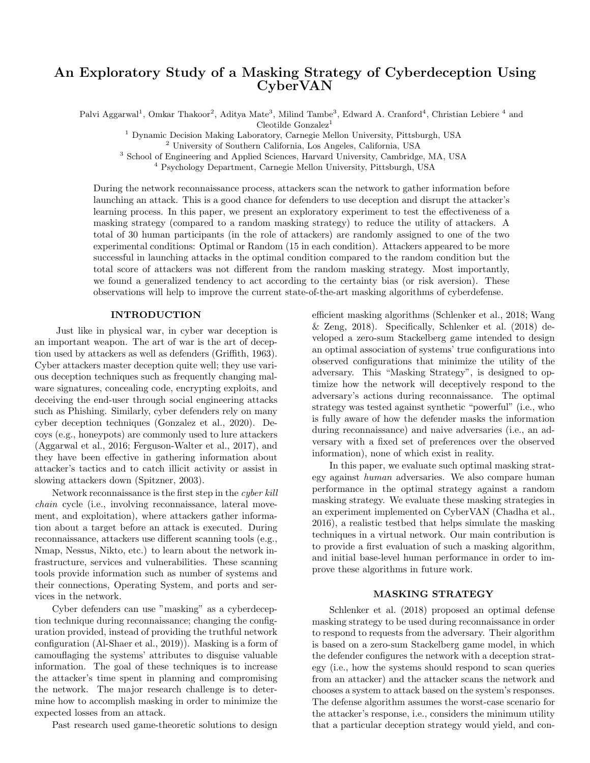# An Exploratory Study of a Masking Strategy of Cyberdeception Using CyberVAN

Palvi Aggarwal[1], Omkar Thakoor[2], Aditya Mate[3], Milind Tambe[3], Edward A. Cranford[4], Christian Lebiere [4] and Cleotilde Gonzalez[1]

[1] Dynamic Decision Making Laboratory, Carnegie Mellon University, Pittsburgh, USA
[2] University of Southern California, Los Angeles, California, USA
[3] School of Engineering and Applied Sciences, Harvard University, Cambridge, MA, USA
[4] Psychology Department, Carnegie Mellon University, Pittsburgh, USA

During the network reconnaissance process, attackers scan the network to gather information before launching an attack. This is a good chance for defenders to use deception and disrupt the attacker's learning process. In this paper, we present an exploratory experiment to test the effectiveness of a masking strategy (compared to a random masking strategy) to reduce the utility of attackers. A total of 30 human participants (in the role of attackers) are randomly assigned to one of the two experimental conditions: Optimal or Random (15 in each condition). Attackers appeared to be more successful in launching attacks in the optimal condition compared to the random condition but the total score of attackers was not different from the random masking strategy. Most importantly, we found a generalized tendency to act according to the certainty bias (or risk aversion). These observations will help to improve the current state-of-the-art masking algorithms of cyberdefense.

## INTRODUCTION

Just like in physical war, in cyber war deception is an important weapon. The art of war is the art of deception used by attackers as well as defenders (Griffith, 1963). Cyber attackers master deception quite well; they use various deception techniques such as frequently changing malware signatures, concealing code, encrypting exploits, and deceiving the end-user through social engineering attacks such as Phishing. Similarly, cyber defenders rely on many cyber deception techniques (Gonzalez et al., 2020). Decoys (e.g., honeypots) are commonly used to lure attackers (Aggarwal et al., 2016; Ferguson-Walter et al., 2017), and they have been effective in gathering information about attacker's tactics and to catch illicit activity or assist in slowing attackers down (Spitzner, 2003).

Network reconnaissance is the first step in the *cyber kill chain* cycle (i.e., involving reconnaissance, lateral movement, and exploitation), where attackers gather information about a target before an attack is executed. During reconnaissance, attackers use different scanning tools (e.g., Nmap, Nessus, Nikto, etc.) to learn about the network infrastructure, services and vulnerabilities. These scanning tools provide information such as number of systems and their connections, Operating System, and ports and services in the network.

Cyber defenders can use "masking" as a cyberdeception technique during reconnaissance; changing the configuration provided, instead of providing the truthful network configuration (Al-Shaer et al., 2019)). Masking is a form of camouflaging the systems' attributes to disguise valuable information. The goal of these techniques is to increase the attacker's time spent in planning and compromising the network. The major research challenge is to determine how to accomplish masking in order to minimize the expected losses from an attack.

Past research used game-theoretic solutions to design efficient masking algorithms (Schlenker et al., 2018; Wang & Zeng, 2018). Specifically, Schlenker et al. (2018) developed a zero-sum Stackelberg game intended to design an optimal association of systems' true configurations into observed configurations that minimize the utility of the adversary. This "Masking Strategy", is designed to optimize how the network will deceptively respond to the adversary's actions during reconnaissance. The optimal strategy was tested against synthetic "powerful" (i.e., who is fully aware of how the defender masks the information during reconnaissance) and naive adversaries (i.e., an adversary with a fixed set of preferences over the observed information), none of which exist in reality.

In this paper, we evaluate such optimal masking strategy against *human* adversaries. We also compare human performance in the optimal strategy against a random masking strategy. We evaluate these masking strategies in an experiment implemented on CyberVAN (Chadha et al., 2016), a realistic testbed that helps simulate the masking techniques in a virtual network. Our main contribution is to provide a first evaluation of such a masking algorithm, and initial base-level human performance in order to improve these algorithms in future work.

## MASKING STRATEGY

Schlenker et al. (2018) proposed an optimal defense masking strategy to be used during reconnaissance in order to respond to requests from the adversary. Their algorithm is based on a zero-sum Stackelberg game model, in which the defender configures the network with a deception strategy (i.e., how the systems should respond to scan queries from an attacker) and the attacker scans the network and chooses a system to attack based on the system's responses. The defense algorithm assumes the worst-case scenario for the attacker's response, i.e., considers the minimum utility that a particular deception strategy would yield, and con-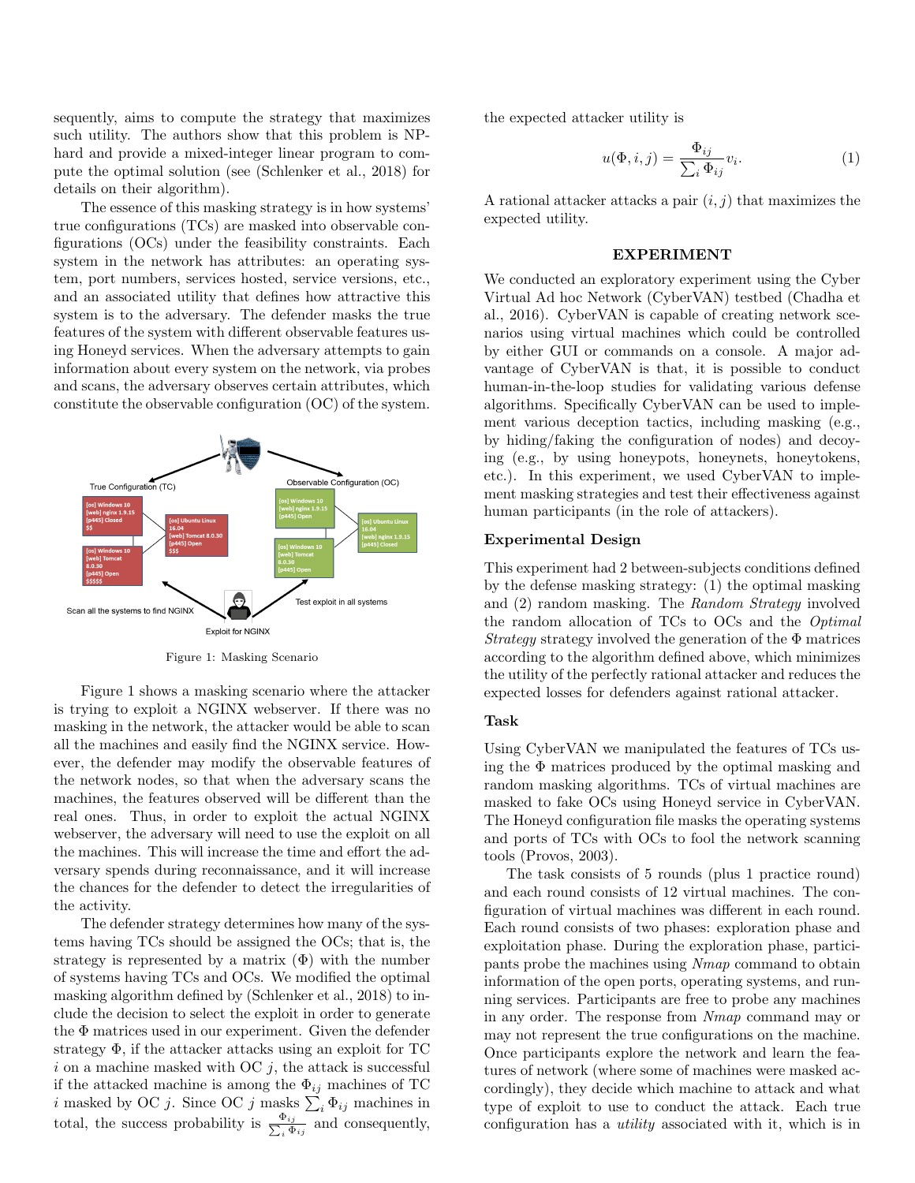sequently, aims to compute the strategy that maximizes such utility. The authors show that this problem is NP-hard and provide a mixed-integer linear program to compute the optimal solution (see (Schlenker et al., 2018) for details on their algorithm).

The essence of this masking strategy is in how systems' true configurations (TCs) are masked into observable configurations (OCs) under the feasibility constraints. Each system in the network has attributes: an operating system, port numbers, services hosted, service versions, etc., and an associated utility that defines how attractive this system is to the adversary. The defender masks the true features of the system with different observable features using Honeyd services. When the adversary attempts to gain information about every system on the network, via probes and scans, the adversary observes certain attributes, which constitute the observable configuration (OC) of the system.

Figure 1: Masking Scenario

Figure 1 shows a masking scenario where the attacker is trying to exploit a NGINX webserver. If there was no masking in the network, the attacker would be able to scan all the machines and easily find the NGINX service. However, the defender may modify the observable features of the network nodes, so that when the adversary scans the machines, the features observed will be different than the real ones. Thus, in order to exploit the actual NGINX webserver, the adversary will need to use the exploit on all the machines. This will increase the time and effort the adversary spends during reconnaissance, and it will increase the chances for the defender to detect the irregularities of the activity.

The defender strategy determines how many of the systems having TCs should be assigned the OCs; that is, the strategy is represented by a matrix ($\Phi$) with the number of systems having TCs and OCs. We modified the optimal masking algorithm defined by (Schlenker et al., 2018) to include the decision to select the exploit in order to generate the $\Phi$ matrices used in our experiment. Given the defender strategy $\Phi$, if the attacker attacks using an exploit for TC $i$ on a machine masked with OC $j$, the attack is successful if the attacked machine is among the $\Phi_{ij}$ machines of TC $i$ masked by OC $j$. Since OC $j$ masks $\sum_i \Phi_{ij}$ machines in total, the success probability is $\frac{\Phi_{ij}}{\sum_i \Phi_{ij}}$ and consequently, the expected attacker utility is

$$u(\Phi, i, j) = \frac{\Phi_{ij}}{\sum_i \Phi_{ij}} v_i. \tag{1}$$

A rational attacker attacks a pair $(i, j)$ that maximizes the expected utility.

## EXPERIMENT

We conducted an exploratory experiment using the Cyber Virtual Ad hoc Network (CyberVAN) testbed (Chadha et al., 2016). CyberVAN is capable of creating network scenarios using virtual machines which could be controlled by either GUI or commands on a console. A major advantage of CyberVAN is that, it is possible to conduct human-in-the-loop studies for validating various defense algorithms. Specifically CyberVAN can be used to implement various deception tactics, including masking (e.g., by hiding/faking the configuration of nodes) and decoying (e.g., by using honeypots, honeynets, honeytokens, etc.). In this experiment, we used CyberVAN to implement masking strategies and test their effectiveness against human participants (in the role of attackers).

### Experimental Design

This experiment had 2 between-subjects conditions defined by the defense masking strategy: (1) the optimal masking and (2) random masking. The *Random Strategy* involved the random allocation of TCs to OCs and the *Optimal Strategy* strategy involved the generation of the $\Phi$ matrices according to the algorithm defined above, which minimizes the utility of the perfectly rational attacker and reduces the expected losses for defenders against rational attacker.

### Task

Using CyberVAN we manipulated the features of TCs using the $\Phi$ matrices produced by the optimal masking and random masking algorithms. TCs of virtual machines are masked to fake OCs using Honeyd service in CyberVAN. The Honeyd configuration file masks the operating systems and ports of TCs with OCs to fool the network scanning tools (Provos, 2003).

The task consists of 5 rounds (plus 1 practice round) and each round consists of 12 virtual machines. The configuration of virtual machines was different in each round. Each round consists of two phases: exploration phase and exploitation phase. During the exploration phase, participants probe the machines using *Nmap* command to obtain information of the open ports, operating systems, and running services. Participants are free to probe any machines in any order. The response from *Nmap* command may or may not represent the true configurations on the machine. Once participants explore the network and learn the features of network (where some of machines were masked accordingly), they decide which machine to attack and what type of exploit to use to conduct the attack. Each true configuration has a *utility* associated with it, which is in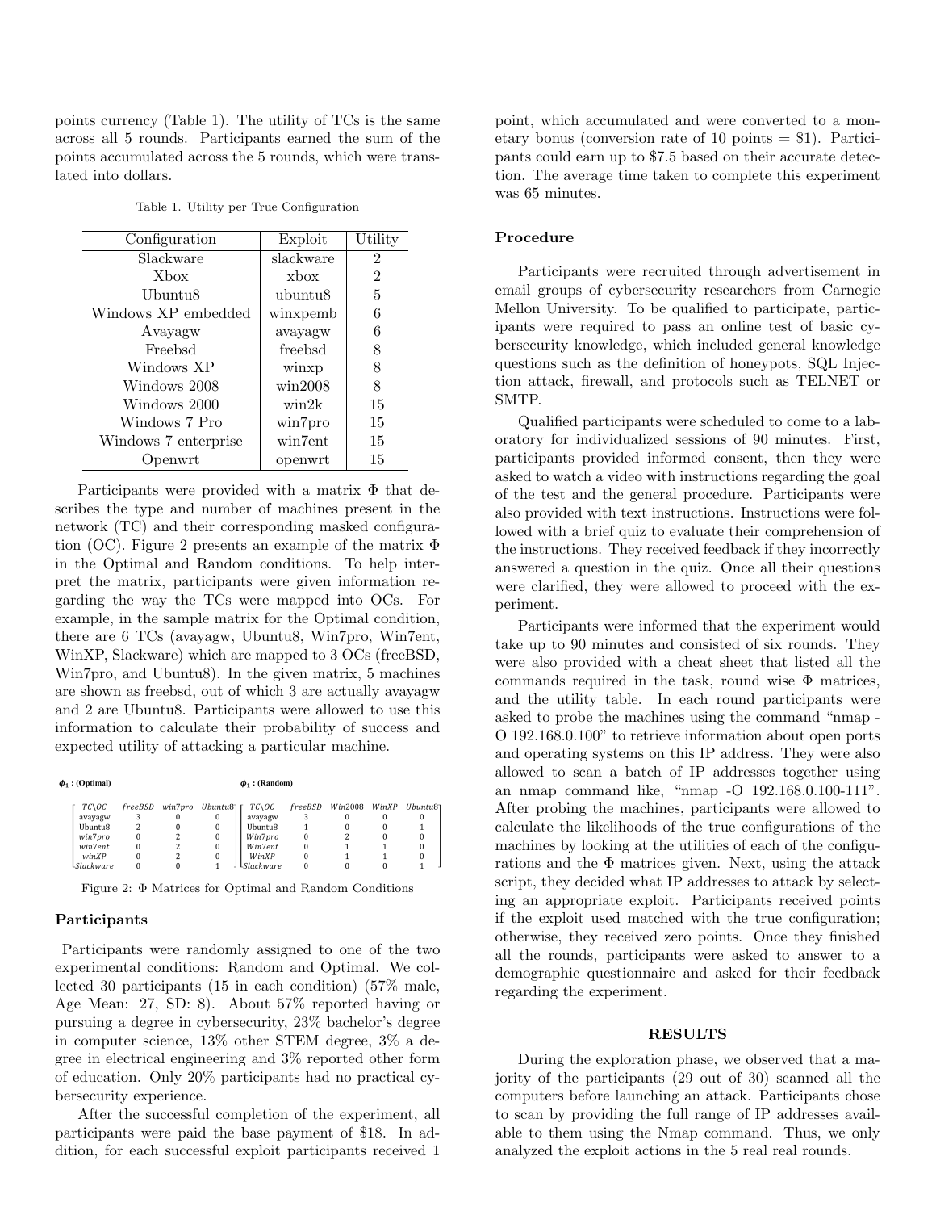points currency (Table 1). The utility of TCs is the same across all 5 rounds. Participants earned the sum of the points accumulated across the 5 rounds, which were translated into dollars.

Table 1. Utility per True Configuration

| Configuration | Exploit | Utility |
|---|---|---|
| Slackware | slackware | 2 |
| Xbox | xbox | 2 |
| Ubuntu8 | ubuntu8 | 5 |
| Windows XP embedded | winxpemb | 6 |
| Avayagw | avayagw | 6 |
| Freebsd | freebsd | 8 |
| Windows XP | winxp | 8 |
| Windows 2008 | win2008 | 8 |
| Windows 2000 | win2k | 15 |
| Windows 7 Pro | win7pro | 15 |
| Windows 7 enterprise | win7ent | 15 |
| Openwrt | openwrt | 15 |

Participants were provided with a matrix $\Phi$ that describes the type and number of machines present in the network (TC) and their corresponding masked configuration (OC). Figure 2 presents an example of the matrix $\Phi$ in the Optimal and Random conditions. To help interpret the matrix, participants were given information regarding the way the TCs were mapped into OCs. For example, in the sample matrix for the Optimal condition, there are 6 TCs (avayagw, Ubuntu8, Win7pro, Win7ent, WinXP, Slackware) which are mapped to 3 OCs (freeBSD, Win7pro, and Ubuntu8). In the given matrix, 5 machines are shown as freebsd, out of which 3 are actually avayagw and 2 are Ubuntu8. Participants were allowed to use this information to calculate their probability of success and expected utility of attacking a particular machine.

**$\phi_1$ : (Optimal)**

| TC\OC | freeBSD | win7pro | Ubuntu8 |
|---|---|---|---|
| avayagw | 3 | 0 | 0 |
| Ubuntu8 | 2 | 0 | 0 |
| win7pro | 0 | 2 | 0 |
| win7ent | 0 | 2 | 0 |
| winXP | 0 | 2 | 0 |
| Slackware | 0 | 0 | 1 |

**$\phi_1$ : (Random)**

| TC\OC | freeBSD | Win2008 | WinXP | Ubuntu8 |
|---|---|---|---|---|
| avayagw | 3 | 0 | 0 | 0 |
| Ubuntu8 | 1 | 0 | 0 | 1 |
| Win7pro | 0 | 2 | 0 | 0 |
| Win7ent | 0 | 1 | 1 | 0 |
| WinXP | 0 | 1 | 1 | 0 |
| Slackware | 0 | 0 | 0 | 1 |

Figure 2: $\Phi$ Matrices for Optimal and Random Conditions

### Participants

Participants were randomly assigned to one of the two experimental conditions: Random and Optimal. We collected 30 participants (15 in each condition) (57% male, Age Mean: 27, SD: 8). About 57% reported having or pursuing a degree in cybersecurity, 23% bachelor's degree in computer science, 13% other STEM degree, 3% a degree in electrical engineering and 3% reported other form of education. Only 20% participants had no practical cybersecurity experience.

After the successful completion of the experiment, all participants were paid the base payment of $18. In addition, for each successful exploit participants received 1 point, which accumulated and were converted to a monetary bonus (conversion rate of 10 points = $1). Participants could earn up to $7.5 based on their accurate detection. The average time taken to complete this experiment was 65 minutes.

### Procedure

Participants were recruited through advertisement in email groups of cybersecurity researchers from Carnegie Mellon University. To be qualified to participate, participants were required to pass an online test of basic cybersecurity knowledge, which included general knowledge questions such as the definition of honeypots, SQL Injection attack, firewall, and protocols such as TELNET or SMTP.

Qualified participants were scheduled to come to a laboratory for individualized sessions of 90 minutes. First, participants provided informed consent, then they were asked to watch a video with instructions regarding the goal of the test and the general procedure. Participants were also provided with text instructions. Instructions were followed with a brief quiz to evaluate their comprehension of the instructions. They received feedback if they incorrectly answered a question in the quiz. Once all their questions were clarified, they were allowed to proceed with the experiment.

Participants were informed that the experiment would take up to 90 minutes and consisted of six rounds. They were also provided with a cheat sheet that listed all the commands required in the task, round wise $\Phi$ matrices, and the utility table. In each round participants were asked to probe the machines using the command "nmap -O 192.168.0.100" to retrieve information about open ports and operating systems on this IP address. They were also allowed to scan a batch of IP addresses together using an nmap command like, "nmap -O 192.168.0.100-111". After probing the machines, participants were allowed to calculate the likelihoods of the true configurations of the machines by looking at the utilities of each of the configurations and the $\Phi$ matrices given. Next, using the attack script, they decided what IP addresses to attack by selecting an appropriate exploit. Participants received points if the exploit used matched with the true configuration; otherwise, they received zero points. Once they finished all the rounds, participants were asked to answer to a demographic questionnaire and asked for their feedback regarding the experiment.

## RESULTS

During the exploration phase, we observed that a majority of the participants (29 out of 30) scanned all the computers before launching an attack. Participants chose to scan by providing the full range of IP addresses available to them using the Nmap command. Thus, we only analyzed the exploit actions in the 5 real real rounds.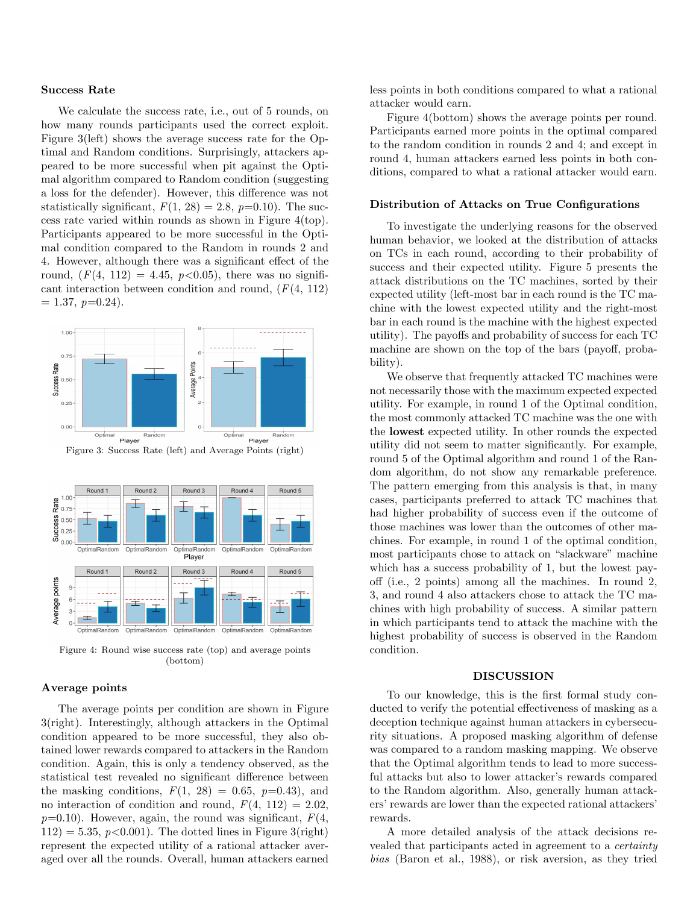### Success Rate

We calculate the success rate, i.e., out of 5 rounds, on how many rounds participants used the correct exploit. Figure 3(left) shows the average success rate for the Optimal and Random conditions. Surprisingly, attackers appeared to be more successful when pit against the Optimal algorithm compared to Random condition (suggesting a loss for the defender). However, this difference was not statistically significant, $F(1, 28) = 2.8$, $p$=0.10). The success rate varied within rounds as shown in Figure 4(top). Participants appeared to be more successful in the Optimal condition compared to the Random in rounds 2 and 4. However, although there was a significant effect of the round, ($F(4, 112) = 4.45$, $p$<0.05), there was no significant interaction between condition and round, ($F(4, 112) = 1.37$, $p$=0.24).

Success Rate
1.00
0.75
0.50
0.25
0.00
Optimal
Random
Player

Average Points
8
6
4
2
0
Optimal
Random
Player

Figure 3: Success Rate (left) and Average Points (right)

Round 1
Round 2
Round 3
Round 4
Round 5
Success Rate
1.00
0.75
0.50
0.25
0.00
OptimalRandom
OptimalRandom
OptimalRandom
OptimalRandom
OptimalRandom
Player

Round 1
Round 2
Round 3
Round 4
Round 5
Average points
9
6
3
0
OptimalRandom
OptimalRandom
OptimalRandom
OptimalRandom
OptimalRandom

Figure 4: Round wise success rate (top) and average points (bottom)

### Average points

The average points per condition are shown in Figure 3(right). Interestingly, although attackers in the Optimal condition appeared to be more successful, they also obtained lower rewards compared to attackers in the Random condition. Again, this is only a tendency observed, as the statistical test revealed no significant difference between the masking conditions, $F(1, 28) = 0.65$, $p$=0.43), and no interaction of condition and round, $F(4, 112) = 2.02$, $p$=0.10). However, again, the round was significant, $F(4, 112) = 5.35$, $p$<0.001). The dotted lines in Figure 3(right) represent the expected utility of a rational attacker averaged over all the rounds. Overall, human attackers earned less points in both conditions compared to what a rational attacker would earn.

Figure 4(bottom) shows the average points per round. Participants earned more points in the optimal compared to the random condition in rounds 2 and 4; and except in round 4, human attackers earned less points in both conditions, compared to what a rational attacker would earn.

### Distribution of Attacks on True Configurations

To investigate the underlying reasons for the observed human behavior, we looked at the distribution of attacks on TCs in each round, according to their probability of success and their expected utility. Figure 5 presents the attack distributions on the TC machines, sorted by their expected utility (left-most bar in each round is the TC machine with the lowest expected utility and the right-most bar in each round is the machine with the highest expected utility). The payoffs and probability of success for each TC machine are shown on the top of the bars (payoff, probability).

We observe that frequently attacked TC machines were not necessarily those with the maximum expected expected utility. For example, in round 1 of the Optimal condition, the most commonly attacked TC machine was the one with the **lowest** expected utility. In other rounds the expected utility did not seem to matter significantly. For example, round 5 of the Optimal algorithm and round 1 of the Random algorithm, do not show any remarkable preference. The pattern emerging from this analysis is that, in many cases, participants preferred to attack TC machines that had higher probability of success even if the outcome of those machines was lower than the outcomes of other machines. For example, in round 1 of the optimal condition, most participants chose to attack on "slackware" machine which has a success probability of 1, but the lowest payoff (i.e., 2 points) among all the machines. In round 2, 3, and round 4 also attackers chose to attack the TC machines with high probability of success. A similar pattern in which participants tend to attack the machine with the highest probability of success is observed in the Random condition.

## DISCUSSION

To our knowledge, this is the first formal study conducted to verify the potential effectiveness of masking as a deception technique against human attackers in cybersecurity situations. A proposed masking algorithm of defense was compared to a random masking mapping. We observe that the Optimal algorithm tends to lead to more successful attacks but also to lower attacker's rewards compared to the Random algorithm. Also, generally human attackers' rewards are lower than the expected rational attackers' rewards.

A more detailed analysis of the attack decisions revealed that participants acted in agreement to a *certainty bias* (Baron et al., 1988), or risk aversion, as they tried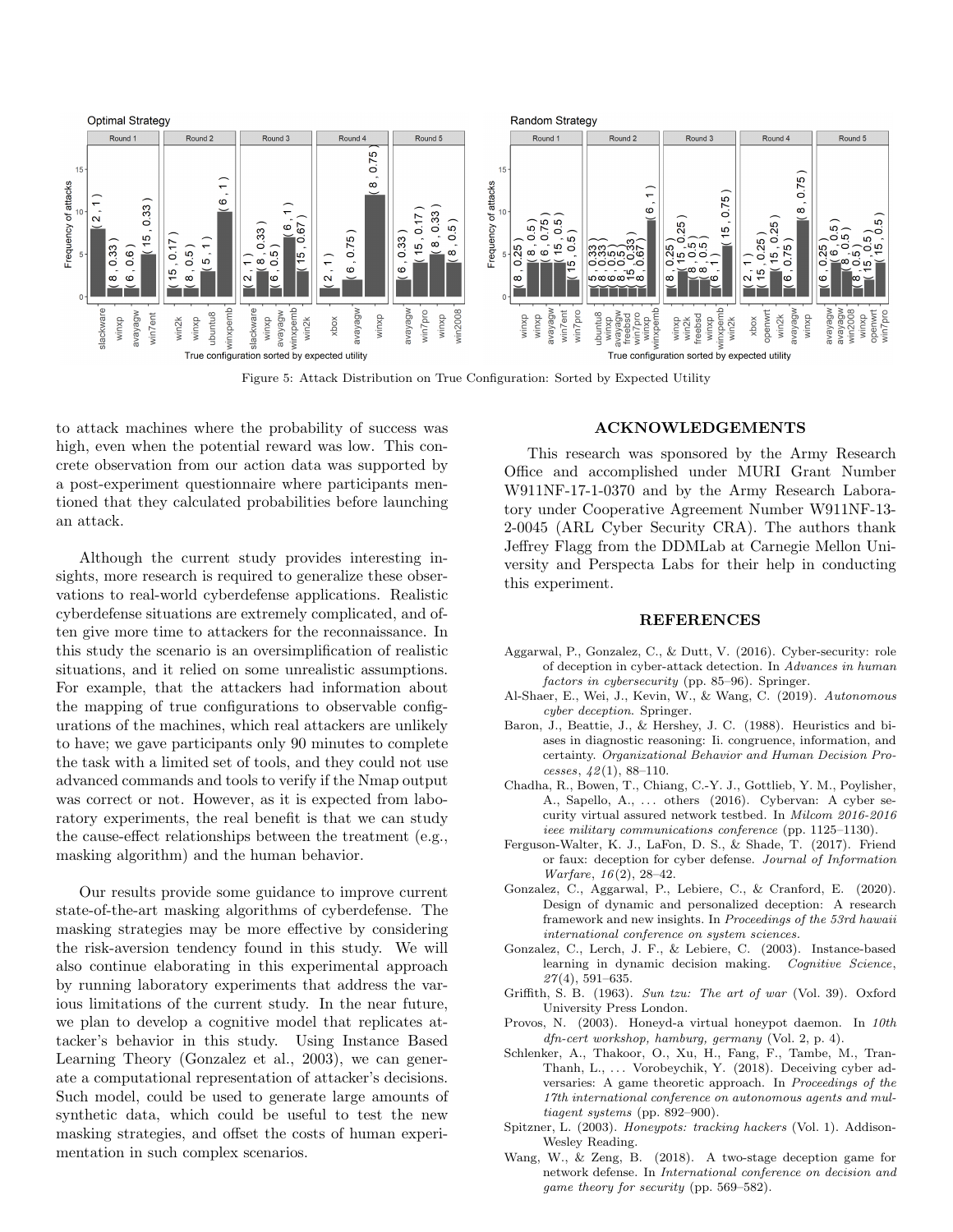Optimal Strategy

Round 1 | Round 2 | Round 3 | Round 4 | Round 5

Frequency of attacks

0 5 10 15

( 2 , 1 ) ( 8 , 0.33 ) ( 6 , 0.6 ) ( 15 , 0.33 )
slackware winxp avayagw win7ent

( 15 , 0.17 ) ( 8 , 0.5 ) ( 5 , 1 ) ( 6 , 1 )
win2k winxp ubuntu8 winxpemb

( 2 , 1 ) ( 8 , 0.33 ) ( 6 , 0.5 ) ( 6 , 1 ) ( 15 , 0.67 )
slackware winxp avayagw winxpemb win2k

( 2 , 1 ) ( 6 , 0.75 ) ( 8 , 0.75 )
xbox avayagw winxp

( 6 , 0.33 ) ( 15 , 0.17 ) ( 8 , 0.33 ) ( 8 , 0.5 )
avayagw win7pro winxp win2008

True configuration sorted by expected utility

Random Strategy

Round 1 | Round 2 | Round 3 | Round 4 | Round 5

Frequency of attacks

0 5 10 15

( 8 , 0.25 ) ( 8 , 0.5 ) ( 6 , 0.75 ) ( 15 , 0.5 ) ( 15 , 0.5 )
winxp winxp avayagw win7ent win7pro

( 5 , 0.33 ) ( 8 , 0.33 ) ( 6 , 0.5 ) ( 8 , 0.5 ) ( 15 , 0.33 ) ( 8 , 0.67 ) ( 6 , 1 )
ubuntu8 winxp avayagw freebsd win7pro winxp winxpemb

( 8 , 0.25 ) ( 15 , 0.25 ) ( 8 , 0.5 ) ( 8 , 0.5 ) ( 6 , 1 ) ( 15 , 0.75 )
winxp win2k freebsd winxp winxpemb win2k

( 2 , 1 ) ( 15 , 0.25 ) ( 15 , 0.25 ) ( 6 , 0.75 ) ( 8 , 0.75 )
xbox openwrt win2k avayagw winxp

( 6 , 0.25 ) ( 6 , 0.5 ) ( 8 , 0.5 ) ( 8 , 0.5 ) ( 15 , 0.5 ) ( 15 , 0.5 )
avayagw avayagw win2008 winxp openwrt win7pro

True configuration sorted by expected utility

Figure 5: Attack Distribution on True Configuration: Sorted by Expected Utility

to attack machines where the probability of success was high, even when the potential reward was low. This concrete observation from our action data was supported by a post-experiment questionnaire where participants mentioned that they calculated probabilities before launching an attack.

Although the current study provides interesting insights, more research is required to generalize these observations to real-world cyberdefense applications. Realistic cyberdefense situations are extremely complicated, and often give more time to attackers for the reconnaissance. In this study the scenario is an oversimplification of realistic situations, and it relied on some unrealistic assumptions. For example, that the attackers had information about the mapping of true configurations to observable configurations of the machines, which real attackers are unlikely to have; we gave participants only 90 minutes to complete the task with a limited set of tools, and they could not use advanced commands and tools to verify if the Nmap output was correct or not. However, as it is expected from laboratory experiments, the real benefit is that we can study the cause-effect relationships between the treatment (e.g., masking algorithm) and the human behavior.

Our results provide some guidance to improve current state-of-the-art masking algorithms of cyberdefense. The masking strategies may be more effective by considering the risk-aversion tendency found in this study. We will also continue elaborating in this experimental approach by running laboratory experiments that address the various limitations of the current study. In the near future, we plan to develop a cognitive model that replicates attacker's behavior in this study. Using Instance Based Learning Theory (Gonzalez et al., 2003), we can generate a computational representation of attacker's decisions. Such model, could be used to generate large amounts of synthetic data, which could be useful to test the new masking strategies, and offset the costs of human experimentation in such complex scenarios.

## ACKNOWLEDGEMENTS

This research was sponsored by the Army Research Office and accomplished under MURI Grant Number W911NF-17-1-0370 and by the Army Research Laboratory under Cooperative Agreement Number W911NF-13-2-0045 (ARL Cyber Security CRA). The authors thank Jeffrey Flagg from the DDMLab at Carnegie Mellon University and Perspecta Labs for their help in conducting this experiment.

## REFERENCES

Aggarwal, P., Gonzalez, C., & Dutt, V. (2016). Cyber-security: role of deception in cyber-attack detection. In *Advances in human factors in cybersecurity* (pp. 85–96). Springer.

Al-Shaer, E., Wei, J., Kevin, W., & Wang, C. (2019). *Autonomous cyber deception.* Springer.

Baron, J., Beattie, J., & Hershey, J. C. (1988). Heuristics and biases in diagnostic reasoning: Ii. congruence, information, and certainty. *Organizational Behavior and Human Decision Processes*, *42*(1), 88–110.

Chadha, R., Bowen, T., Chiang, C.-Y. J., Gottlieb, Y. M., Poylisher, A., Sapello, A., ... others (2016). Cybervan: A cyber security virtual assured network testbed. In *Milcom 2016-2016 ieee military communications conference* (pp. 1125–1130).

Ferguson-Walter, K. J., LaFon, D. S., & Shade, T. (2017). Friend or faux: deception for cyber defense. *Journal of Information Warfare*, *16*(2), 28–42.

Gonzalez, C., Aggarwal, P., Lebiere, C., & Cranford, E. (2020). Design of dynamic and personalized deception: A research framework and new insights. In *Proceedings of the 53rd hawaii international conference on system sciences.*

Gonzalez, C., Lerch, J. F., & Lebiere, C. (2003). Instance-based learning in dynamic decision making. *Cognitive Science*, *27*(4), 591–635.

Griffith, S. B. (1963). *Sun tzu: The art of war* (Vol. 39). Oxford University Press London.

Provos, N. (2003). Honeyd-a virtual honeypot daemon. In *10th dfn-cert workshop, hamburg, germany* (Vol. 2, p. 4).

Schlenker, A., Thakoor, O., Xu, H., Fang, F., Tambe, M., Tran-Thanh, L., ... Vorobeychik, Y. (2018). Deceiving cyber adversaries: A game theoretic approach. In *Proceedings of the 17th international conference on autonomous agents and multiagent systems* (pp. 892–900).

Spitzner, L. (2003). *Honeypots: tracking hackers* (Vol. 1). Addison-Wesley Reading.

Wang, W., & Zeng, B. (2018). A two-stage deception game for network defense. In *International conference on decision and game theory for security* (pp. 569–582).